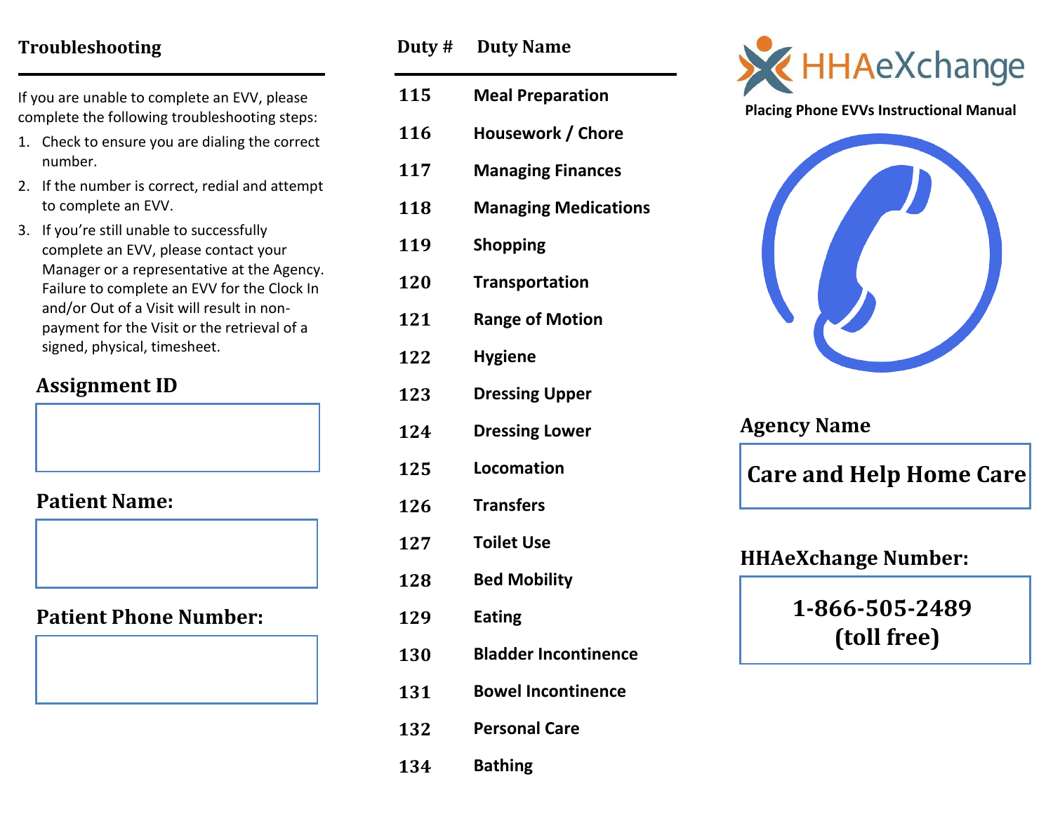## Troubleshooting

If you are unable to complete an EVV, please complete the following troubleshooting steps:

1. Check to ensure you are dialing the correct number.
2. If the number is correct, redial and attempt to complete an EVV.
3. If you're still unable to successfully complete an EVV, please contact your Manager or a representative at the Agency. Failure to complete an EVV for the Clock In and/or Out of a Visit will result in non-payment for the Visit or the retrieval of a signed, physical, timesheet.

### Assignment ID

### Patient Name:

### Patient Phone Number:

| Duty # | Duty Name |
|---|---|
| 115 | Meal Preparation |
| 116 | Housework / Chore |
| 117 | Managing Finances |
| 118 | Managing Medications |
| 119 | Shopping |
| 120 | Transportation |
| 121 | Range of Motion |
| 122 | Hygiene |
| 123 | Dressing Upper |
| 124 | Dressing Lower |
| 125 | Locomation |
| 126 | Transfers |
| 127 | Toilet Use |
| 128 | Bed Mobility |
| 129 | Eating |
| 130 | Bladder Incontinence |
| 131 | Bowel Incontinence |
| 132 | Personal Care |
| 134 | Bathing |

# HHAeXchange

**Placing Phone EVVs Instructional Manual**

### Agency Name

**Care and Help Home Care**

### HHAeXchange Number:

**1-866-505-2489 (toll free)**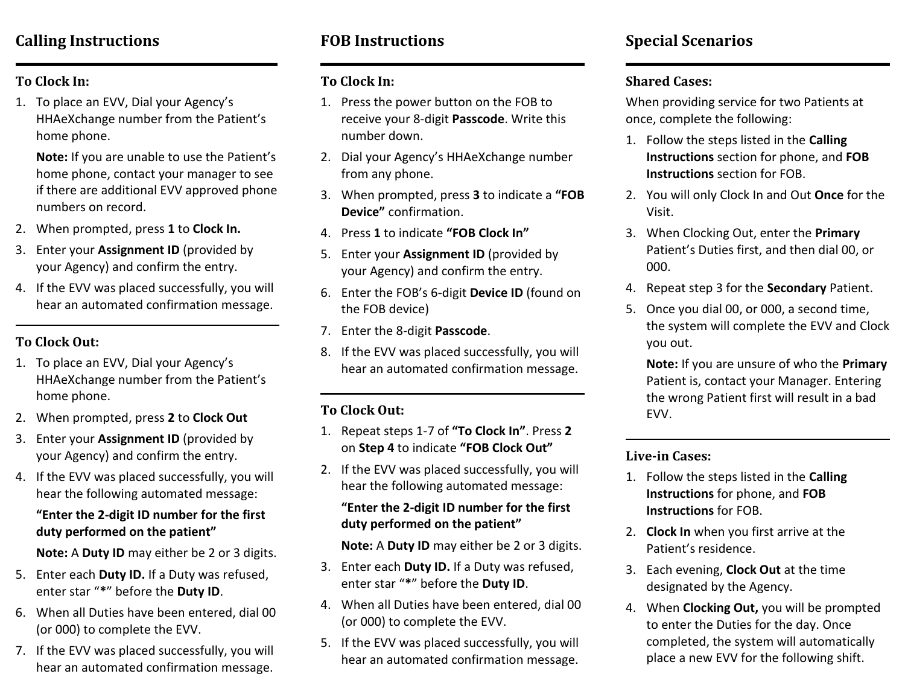## Calling Instructions

### To Clock In:

1. To place an EVV, Dial your Agency's HHAeXchange number from the Patient's home phone.

   **Note:** If you are unable to use the Patient's home phone, contact your manager to see if there are additional EVV approved phone numbers on record.

2. When prompted, press **1** to **Clock In.**
3. Enter your **Assignment ID** (provided by your Agency) and confirm the entry.
4. If the EVV was placed successfully, you will hear an automated confirmation message.

### To Clock Out:

1. To place an EVV, Dial your Agency's HHAeXchange number from the Patient's home phone.
2. When prompted, press **2** to **Clock Out**
3. Enter your **Assignment ID** (provided by your Agency) and confirm the entry.
4. If the EVV was placed successfully, you will hear the following automated message:

   **"Enter the 2-digit ID number for the first duty performed on the patient"**

   **Note:** A **Duty ID** may either be 2 or 3 digits.

5. Enter each **Duty ID.** If a Duty was refused, enter star "*" before the **Duty ID**.
6. When all Duties have been entered, dial 00 (or 000) to complete the EVV.
7. If the EVV was placed successfully, you will hear an automated confirmation message.

## FOB Instructions

### To Clock In:

1. Press the power button on the FOB to receive your 8-digit **Passcode**. Write this number down.
2. Dial your Agency's HHAeXchange number from any phone.
3. When prompted, press **3** to indicate a **"FOB Device"** confirmation.
4. Press **1** to indicate **"FOB Clock In"**
5. Enter your **Assignment ID** (provided by your Agency) and confirm the entry.
6. Enter the FOB's 6-digit **Device ID** (found on the FOB device)
7. Enter the 8-digit **Passcode**.
8. If the EVV was placed successfully, you will hear an automated confirmation message.

### To Clock Out:

1. Repeat steps 1-7 of **"To Clock In"**. Press **2** on **Step 4** to indicate **"FOB Clock Out"**
2. If the EVV was placed successfully, you will hear the following automated message:

   **"Enter the 2-digit ID number for the first duty performed on the patient"**

   **Note:** A **Duty ID** may either be 2 or 3 digits.

3. Enter each **Duty ID.** If a Duty was refused, enter star "*" before the **Duty ID**.
4. When all Duties have been entered, dial 00 (or 000) to complete the EVV.
5. If the EVV was placed successfully, you will hear an automated confirmation message.

## Special Scenarios

### Shared Cases:

When providing service for two Patients at once, complete the following:

1. Follow the steps listed in the **Calling Instructions** section for phone, and **FOB Instructions** section for FOB.
2. You will only Clock In and Out **Once** for the Visit.
3. When Clocking Out, enter the **Primary** Patient's Duties first, and then dial 00, or 000.
4. Repeat step 3 for the **Secondary** Patient.
5. Once you dial 00, or 000, a second time, the system will complete the EVV and Clock you out.

   **Note:** If you are unsure of who the **Primary** Patient is, contact your Manager. Entering the wrong Patient first will result in a bad EVV.

### Live-in Cases:

1. Follow the steps listed in the **Calling Instructions** for phone, and **FOB Instructions** for FOB.
2. **Clock In** when you first arrive at the Patient's residence.
3. Each evening, **Clock Out** at the time designated by the Agency.
4. When **Clocking Out,** you will be prompted to enter the Duties for the day. Once completed, the system will automatically place a new EVV for the following shift.